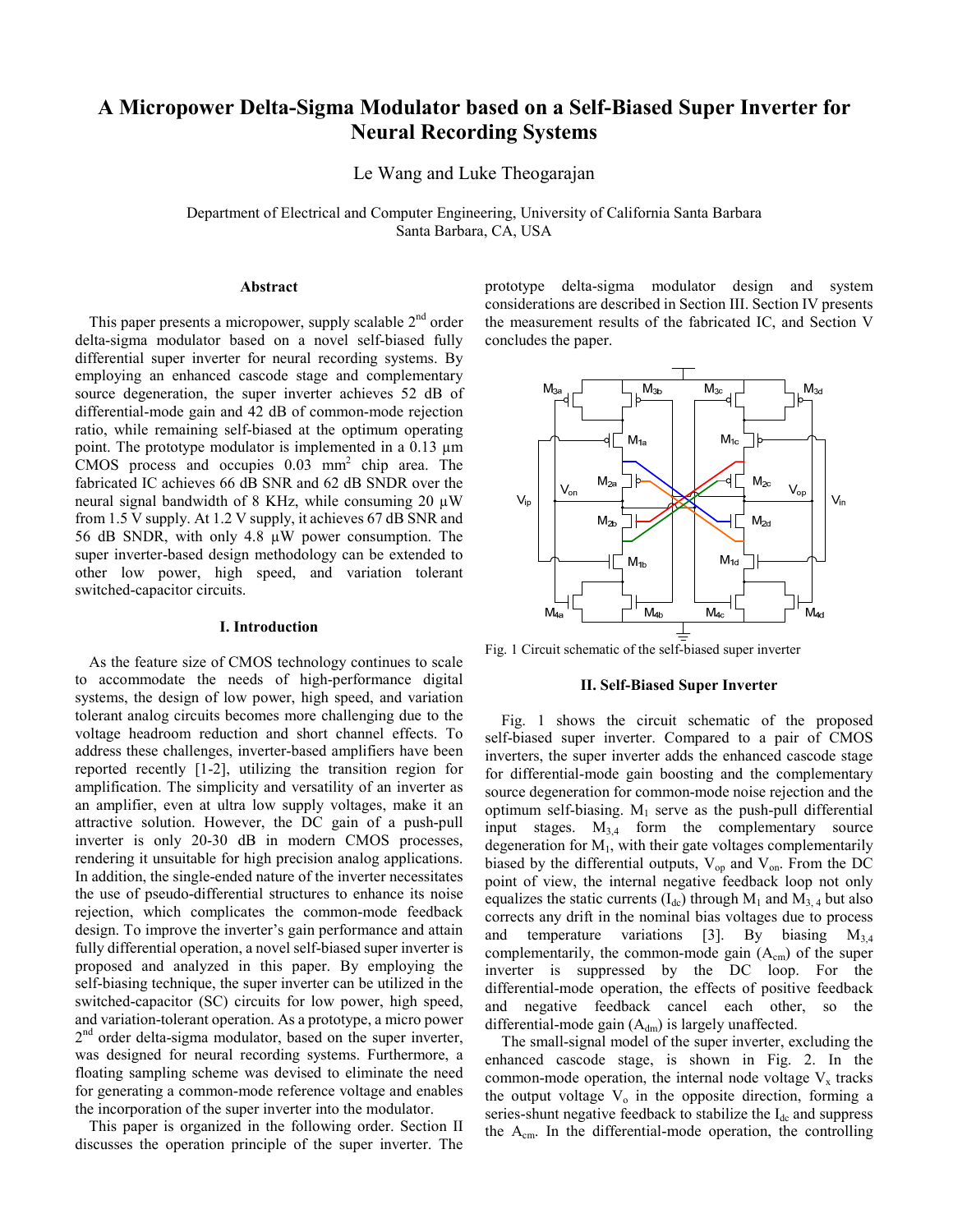# A Micropower Delta-Sigma Modulator based on a Self-Biased Super Inverter for Neural Recording Systems

Le Wang and Luke Theogarajan

Department of Electrical and Computer Engineering, University of California Santa Barbara
Santa Barbara, CA, USA

## Abstract

This paper presents a micropower, supply scalable 2nd order delta-sigma modulator based on a novel self-biased fully differential super inverter for neural recording systems. By employing an enhanced cascode stage and complementary source degeneration, the super inverter achieves 52 dB of differential-mode gain and 42 dB of common-mode rejection ratio, while remaining self-biased at the optimum operating point. The prototype modulator is implemented in a 0.13 μm CMOS process and occupies 0.03 mm$^2$ chip area. The fabricated IC achieves 66 dB SNR and 62 dB SNDR over the neural signal bandwidth of 8 KHz, while consuming 20 μW from 1.5 V supply. At 1.2 V supply, it achieves 67 dB SNR and 56 dB SNDR, with only 4.8 μW power consumption. The super inverter-based design methodology can be extended to other low power, high speed, and variation tolerant switched-capacitor circuits.

## I. Introduction

As the feature size of CMOS technology continues to scale to accommodate the needs of high-performance digital systems, the design of low power, high speed, and variation tolerant analog circuits becomes more challenging due to the voltage headroom reduction and short channel effects. To address these challenges, inverter-based amplifiers have been reported recently [1-2], utilizing the transition region for amplification. The simplicity and versatility of an inverter as an amplifier, even at ultra low supply voltages, make it an attractive solution. However, the DC gain of a push-pull inverter is only 20-30 dB in modern CMOS processes, rendering it unsuitable for high precision analog applications. In addition, the single-ended nature of the inverter necessitates the use of pseudo-differential structures to enhance its noise rejection, which complicates the common-mode feedback design. To improve the inverter's gain performance and attain fully differential operation, a novel self-biased super inverter is proposed and analyzed in this paper. By employing the self-biasing technique, the super inverter can be utilized in the switched-capacitor (SC) circuits for low power, high speed, and variation-tolerant operation. As a prototype, a micro power 2nd order delta-sigma modulator, based on the super inverter, was designed for neural recording systems. Furthermore, a floating sampling scheme was devised to eliminate the need for generating a common-mode reference voltage and enables the incorporation of the super inverter into the modulator.

This paper is organized in the following order. Section II discusses the operation principle of the super inverter. The prototype delta-sigma modulator design and system considerations are described in Section III. Section IV presents the measurement results of the fabricated IC, and Section V concludes the paper.

Fig. 1 Circuit schematic of the self-biased super inverter

## II. Self-Biased Super Inverter

Fig. 1 shows the circuit schematic of the proposed self-biased super inverter. Compared to a pair of CMOS inverters, the super inverter adds the enhanced cascode stage for differential-mode gain boosting and the complementary source degeneration for common-mode noise rejection and the optimum self-biasing. $M_1$ serve as the push-pull differential input stages. $M_{3,4}$ form the complementary source degeneration for $M_1$, with their gate voltages complementarily biased by the differential outputs, $V_{op}$ and $V_{on}$. From the DC point of view, the internal negative feedback loop not only equalizes the static currents ($I_{dc}$) through $M_1$ and $M_{3,4}$ but also corrects any drift in the nominal bias voltages due to process and temperature variations [3]. By biasing $M_{3,4}$ complementarily, the common-mode gain ($A_{cm}$) of the super inverter is suppressed by the DC loop. For the differential-mode operation, the effects of positive feedback and negative feedback cancel each other, so the differential-mode gain ($A_{dm}$) is largely unaffected.

The small-signal model of the super inverter, excluding the enhanced cascode stage, is shown in Fig. 2. In the common-mode operation, the internal node voltage $V_x$ tracks the output voltage $V_o$ in the opposite direction, forming a series-shunt negative feedback to stabilize the $I_{dc}$ and suppress the $A_{cm}$. In the differential-mode operation, the controlling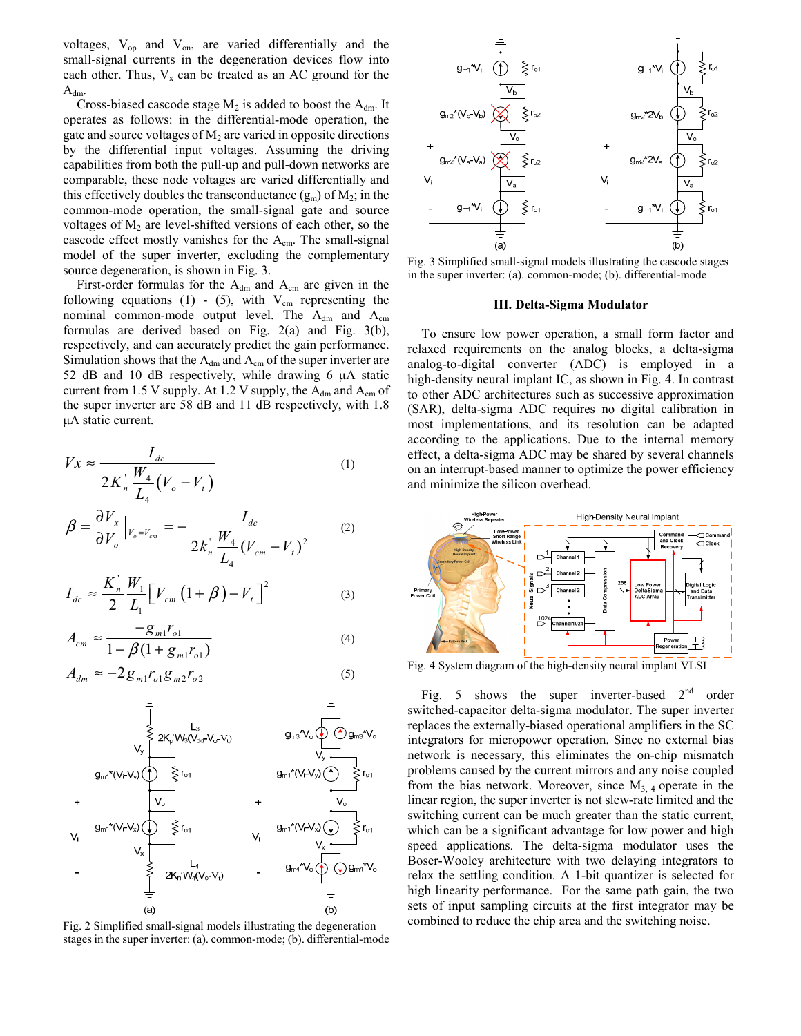voltages, $V_{op}$ and $V_{on}$, are varied differentially and the small-signal currents in the degeneration devices flow into each other. Thus, $V_x$ can be treated as an AC ground for the $A_{dm}$.

Cross-biased cascode stage $M_2$ is added to boost the $A_{dm}$. It operates as follows: in the differential-mode operation, the gate and source voltages of $M_2$ are varied in opposite directions by the differential input voltages. Assuming the driving capabilities from both the pull-up and pull-down networks are comparable, these node voltages are varied differentially and this effectively doubles the transconductance ($g_m$) of $M_2$; in the common-mode operation, the small-signal gate and source voltages of $M_2$ are level-shifted versions of each other, so the cascode effect mostly vanishes for the $A_{cm}$. The small-signal model of the super inverter, excluding the complementary source degeneration, is shown in Fig. 3.

First-order formulas for the $A_{dm}$ and $A_{cm}$ are given in the following equations (1) - (5), with $V_{cm}$ representing the nominal common-mode output level. The $A_{dm}$ and $A_{cm}$ formulas are derived based on Fig. 2(a) and Fig. 3(b), respectively, and can accurately predict the gain performance. Simulation shows that the $A_{dm}$ and $A_{cm}$ of the super inverter are 52 dB and 10 dB respectively, while drawing 6 µA static current from 1.5 V supply. At 1.2 V supply, the $A_{dm}$ and $A_{cm}$ of the super inverter are 58 dB and 11 dB respectively, with 1.8 µA static current.

$$Vx \approx \frac{I_{dc}}{2K_n' \frac{W_4}{L_4}(V_o - V_t)} \tag{1}$$

$$\beta = \frac{\partial V_x}{\partial V_o}\Big|_{V_o = V_{cm}} = -\frac{I_{dc}}{2k_n' \frac{W_4}{L_4}(V_{cm} - V_t)^2} \tag{2}$$

$$I_{dc} \approx \frac{K_n'}{2}\frac{W_1}{L_1}\left[V_{cm}(1+\beta) - V_t\right]^2 \tag{3}$$

$$A_{cm} \approx \frac{-g_{m1}r_{o1}}{1-\beta(1+g_{m1}r_{o1})} \tag{4}$$

$$A_{dm} \approx -2g_{m1}r_{o1}g_{m2}r_{o2} \tag{5}$$

Fig. 2 Simplified small-signal models illustrating the degeneration stages in the super inverter: (a). common-mode; (b). differential-mode

Fig. 3 Simplified small-signal models illustrating the cascode stages in the super inverter: (a). common-mode; (b). differential-mode

### III. Delta-Sigma Modulator

To ensure low power operation, a small form factor and relaxed requirements on the analog blocks, a delta-sigma analog-to-digital converter (ADC) is employed in a high-density neural implant IC, as shown in Fig. 4. In contrast to other ADC architectures such as successive approximation (SAR), delta-sigma ADC requires no digital calibration in most implementations, and its resolution can be adapted according to the applications. Due to the internal memory effect, a delta-sigma ADC may be shared by several channels on an interrupt-based manner to optimize the power efficiency and minimize the silicon overhead.

Fig. 4 System diagram of the high-density neural implant VLSI

Fig. 5 shows the super inverter-based 2[nd] order switched-capacitor delta-sigma modulator. The super inverter replaces the externally-biased operational amplifiers in the SC integrators for micropower operation. Since no external bias network is necessary, this eliminates the on-chip mismatch problems caused by the current mirrors and any noise coupled from the bias network. Moreover, since $M_{3,4}$ operate in the linear region, the super inverter is not slew-rate limited and the switching current can be much greater than the static current, which can be a significant advantage for low power and high speed applications. The delta-sigma modulator uses the Boser-Wooley architecture with two delaying integrators to relax the settling condition. A 1-bit quantizer is selected for high linearity performance. For the same path gain, the two sets of input sampling circuits at the first integrator may be combined to reduce the chip area and the switching noise.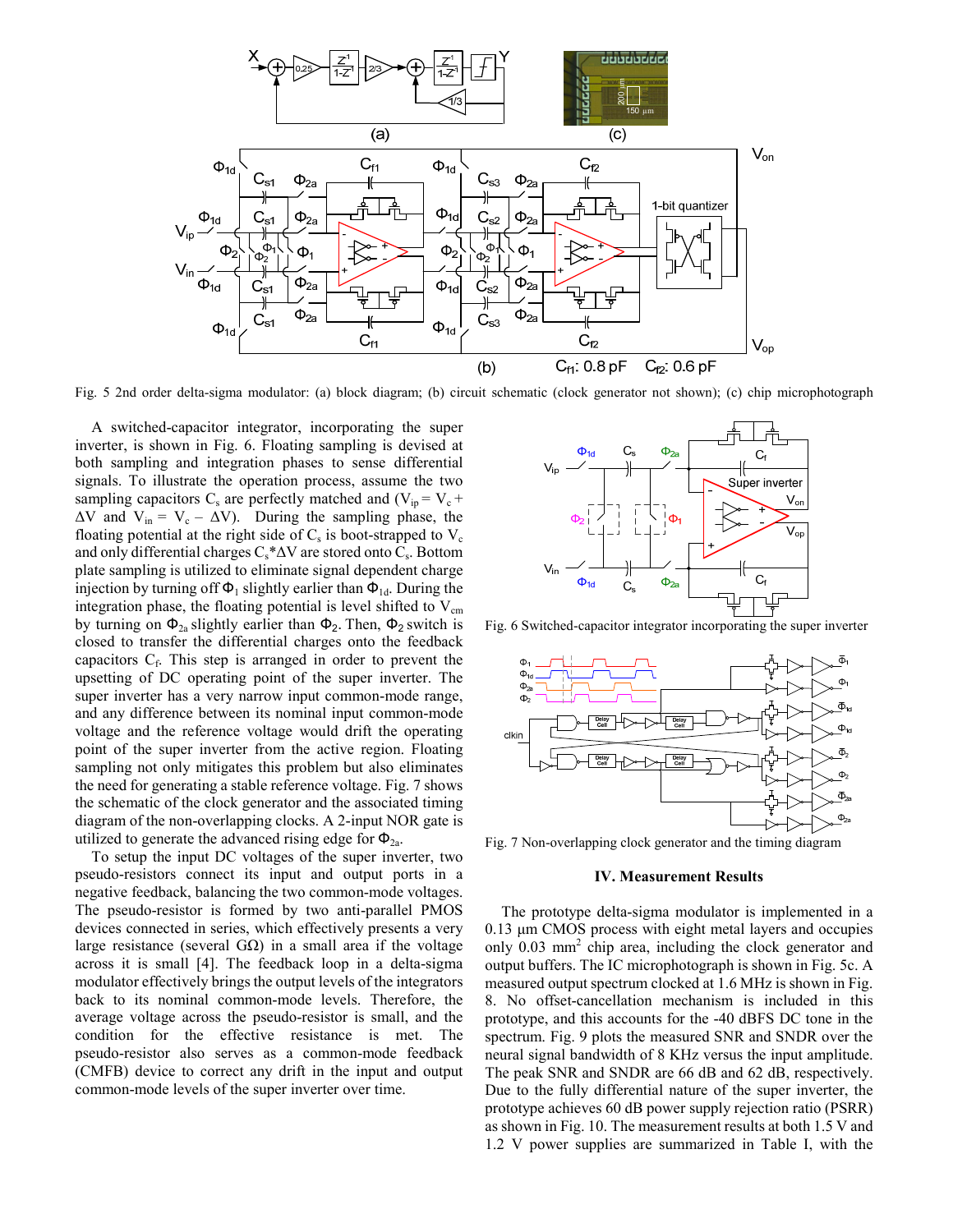Fig. 5 2nd order delta-sigma modulator: (a) block diagram; (b) circuit schematic (clock generator not shown); (c) chip microphotograph

A switched-capacitor integrator, incorporating the super inverter, is shown in Fig. 6. Floating sampling is devised at both sampling and integration phases to sense differential signals. To illustrate the operation process, assume the two sampling capacitors $C_s$ are perfectly matched and ($V_{ip} = V_c + \Delta V$ and $V_{in} = V_c - \Delta V$). During the sampling phase, the floating potential at the right side of $C_s$ is boot-strapped to $V_c$ and only differential charges $C_s$*$\Delta V$ are stored onto $C_s$. Bottom plate sampling is utilized to eliminate signal dependent charge injection by turning off $\Phi_1$ slightly earlier than $\Phi_{1d}$. During the integration phase, the floating potential is level shifted to $V_{cm}$ by turning on $\Phi_{2a}$ slightly earlier than $\Phi_2$. Then, $\Phi_2$ switch is closed to transfer the differential charges onto the feedback capacitors $C_f$. This step is arranged in order to prevent the upsetting of DC operating point of the super inverter. The super inverter has a very narrow input common-mode range, and any difference between its nominal input common-mode voltage and the reference voltage would drift the operating point of the super inverter from the active region. Floating sampling not only mitigates this problem but also eliminates the need for generating a stable reference voltage. Fig. 7 shows the schematic of the clock generator and the associated timing diagram of the non-overlapping clocks. A 2-input NOR gate is utilized to generate the advanced rising edge for $\Phi_{2a}$.

To setup the input DC voltages of the super inverter, two pseudo-resistors connect its input and output ports in a negative feedback, balancing the two common-mode voltages. The pseudo-resistor is formed by two anti-parallel PMOS devices connected in series, which effectively presents a very large resistance (several GΩ) in a small area if the voltage across it is small [4]. The feedback loop in a delta-sigma modulator effectively brings the output levels of the integrators back to its nominal common-mode levels. Therefore, the average voltage across the pseudo-resistor is small, and the condition for the effective resistance is met. The pseudo-resistor also serves as a common-mode feedback (CMFB) device to correct any drift in the input and output common-mode levels of the super inverter over time.

Fig. 6 Switched-capacitor integrator incorporating the super inverter

Fig. 7 Non-overlapping clock generator and the timing diagram

## IV. Measurement Results

The prototype delta-sigma modulator is implemented in a 0.13 µm CMOS process with eight metal layers and occupies only 0.03 mm$^2$ chip area, including the clock generator and output buffers. The IC microphotograph is shown in Fig. 5c. A measured output spectrum clocked at 1.6 MHz is shown in Fig. 8. No offset-cancellation mechanism is included in this prototype, and this accounts for the -40 dBFS DC tone in the spectrum. Fig. 9 plots the measured SNR and SNDR over the neural signal bandwidth of 8 KHz versus the input amplitude. The peak SNR and SNDR are 66 dB and 62 dB, respectively. Due to the fully differential nature of the super inverter, the prototype achieves 60 dB power supply rejection ratio (PSRR) as shown in Fig. 10. The measurement results at both 1.5 V and 1.2 V power supplies are summarized in Table I, with the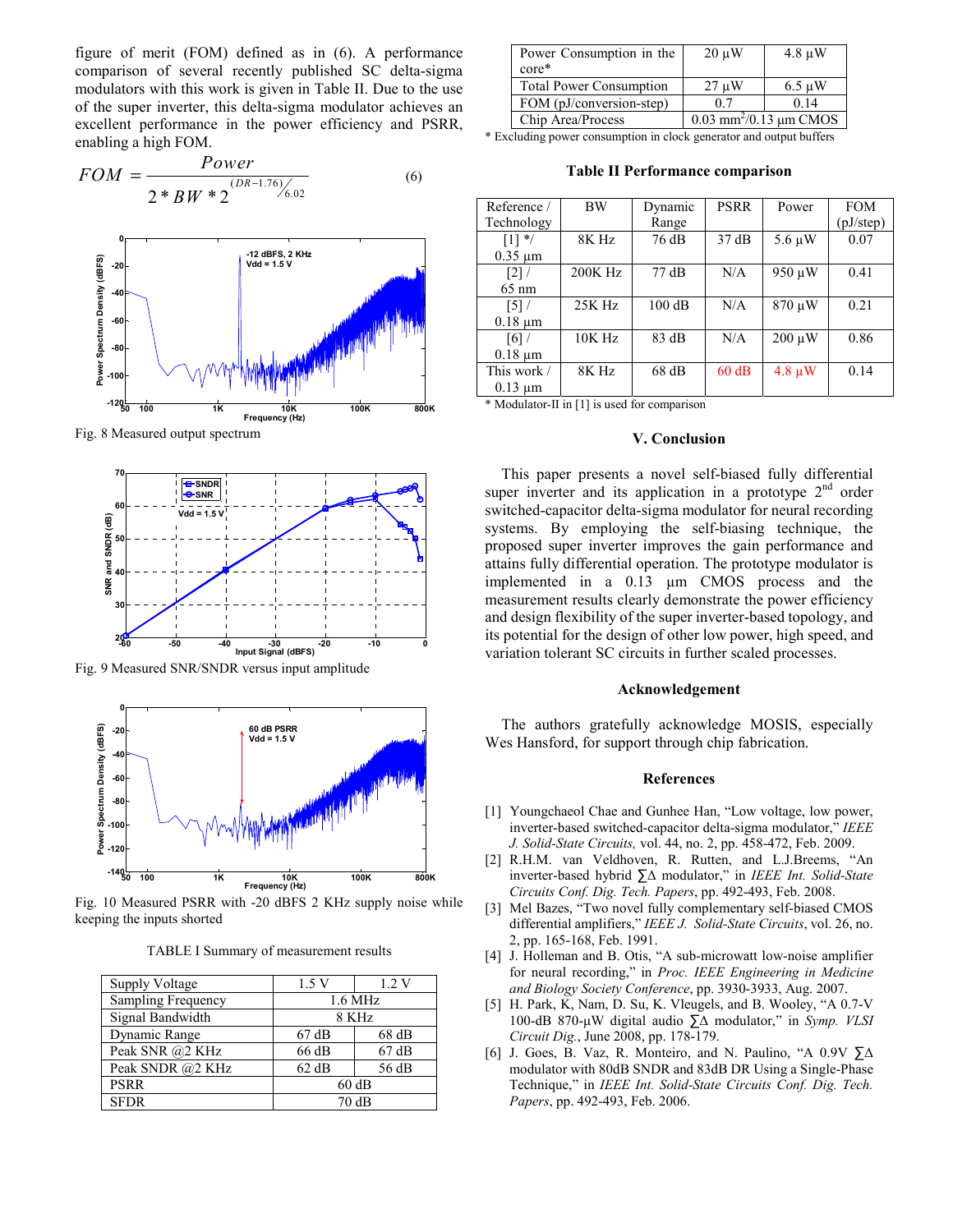figure of merit (FOM) defined as in (6). A performance comparison of several recently published SC delta-sigma modulators with this work is given in Table II. Due to the use of the super inverter, this delta-sigma modulator achieves an excellent performance in the power efficiency and PSRR, enabling a high FOM.

$$FOM = \frac{Power}{2 * BW * 2^{(DR-1.76)/6.02}} \qquad (6)$$

0
-20
-40
-60
-80
-100
-120
Power Spectrum Density (dBFS)
-12 dBFS, 2 KHz
Vdd = 1.5 V
50 100 1K 10K 100K 800K
Frequency (Hz)

Fig. 8 Measured output spectrum

70
60
50
40
30
20
SNR and SNDR (dB)
SNDR
SNR
Vdd = 1.5 V
-60 -50 -40 -30 -20 -10 0
Input Signal (dBFS)

Fig. 9 Measured SNR/SNDR versus input amplitude

0
-20
-40
-60
-80
-100
-120
-140
Power Spectrum Density (dBFS)
60 dB PSRR
Vdd = 1.5 V
50 100 1K 10K 100K 800K
Frequency (Hz)

Fig. 10 Measured PSRR with -20 dBFS 2 KHz supply noise while keeping the inputs shorted

TABLE I Summary of measurement results

| | | |
|---|---|---|
| Supply Voltage | 1.5 V | 1.2 V |
| Sampling Frequency | 1.6 MHz | |
| Signal Bandwidth | 8 KHz | |
| Dynamic Range | 67 dB | 68 dB |
| Peak SNR @2 KHz | 66 dB | 67 dB |
| Peak SNDR @2 KHz | 62 dB | 56 dB |
| PSRR | 60 dB | |
| SFDR | 70 dB | |
| Power Consumption in the core* | 20 μW | 4.8 μW |
| Total Power Consumption | 27 μW | 6.5 μW |
| FOM (pJ/conversion-step) | 0.7 | 0.14 |
| Chip Area/Process | 0.03 mm²/0.13 μm CMOS | |

\* Excluding power consumption in clock generator and output buffers

**Table II Performance comparison**

| Reference / Technology | BW | Dynamic Range | PSRR | Power | FOM (pJ/step) |
|---|---|---|---|---|---|
| [1] */ 0.35 μm | 8K Hz | 76 dB | 37 dB | 5.6 μW | 0.07 |
| [2] / 65 nm | 200K Hz | 77 dB | N/A | 950 μW | 0.41 |
| [5] / 0.18 μm | 25K Hz | 100 dB | N/A | 870 μW | 0.21 |
| [6] / 0.18 μm | 10K Hz | 83 dB | N/A | 200 μW | 0.86 |
| This work / 0.13 μm | 8K Hz | 68 dB | 60 dB | 4.8 μW | 0.14 |

\* Modulator-II in [1] is used for comparison

## V. Conclusion

This paper presents a novel self-biased fully differential super inverter and its application in a prototype 2nd order switched-capacitor delta-sigma modulator for neural recording systems. By employing the self-biasing technique, the proposed super inverter improves the gain performance and attains fully differential operation. The prototype modulator is implemented in a 0.13 μm CMOS process and the measurement results clearly demonstrate the power efficiency and design flexibility of the super inverter-based topology, and its potential for the design of other low power, high speed, and variation tolerant SC circuits in further scaled processes.

## Acknowledgement

The authors gratefully acknowledge MOSIS, especially Wes Hansford, for support through chip fabrication.

## References

[1] Youngchaeol Chae and Gunhee Han, "Low voltage, low power, inverter-based switched-capacitor delta-sigma modulator," *IEEE J. Solid-State Circuits,* vol. 44, no. 2, pp. 458-472, Feb. 2009.

[2] R.H.M. van Veldhoven, R. Rutten, and L.J.Breems, "An inverter-based hybrid ∑Δ modulator," in *IEEE Int. Solid-State Circuits Conf. Dig. Tech. Papers*, pp. 492-493, Feb. 2008.

[3] Mel Bazes, "Two novel fully complementary self-biased CMOS differential amplifiers," *IEEE J. Solid-State Circuits*, vol. 26, no. 2, pp. 165-168, Feb. 1991.

[4] J. Holleman and B. Otis, "A sub-microwatt low-noise amplifier for neural recording," in *Proc. IEEE Engineering in Medicine and Biology Society Conference*, pp. 3930-3933, Aug. 2007.

[5] H. Park, K, Nam, D. Su, K. Vleugels, and B. Wooley, "A 0.7-V 100-dB 870-μW digital audio ∑Δ modulator," in *Symp. VLSI Circuit Dig.*, June 2008, pp. 178-179.

[6] J. Goes, B. Vaz, R. Monteiro, and N. Paulino, "A 0.9V ∑Δ modulator with 80dB SNDR and 83dB DR Using a Single-Phase Technique," in *IEEE Int. Solid-State Circuits Conf. Dig. Tech. Papers*, pp. 492-493, Feb. 2006.